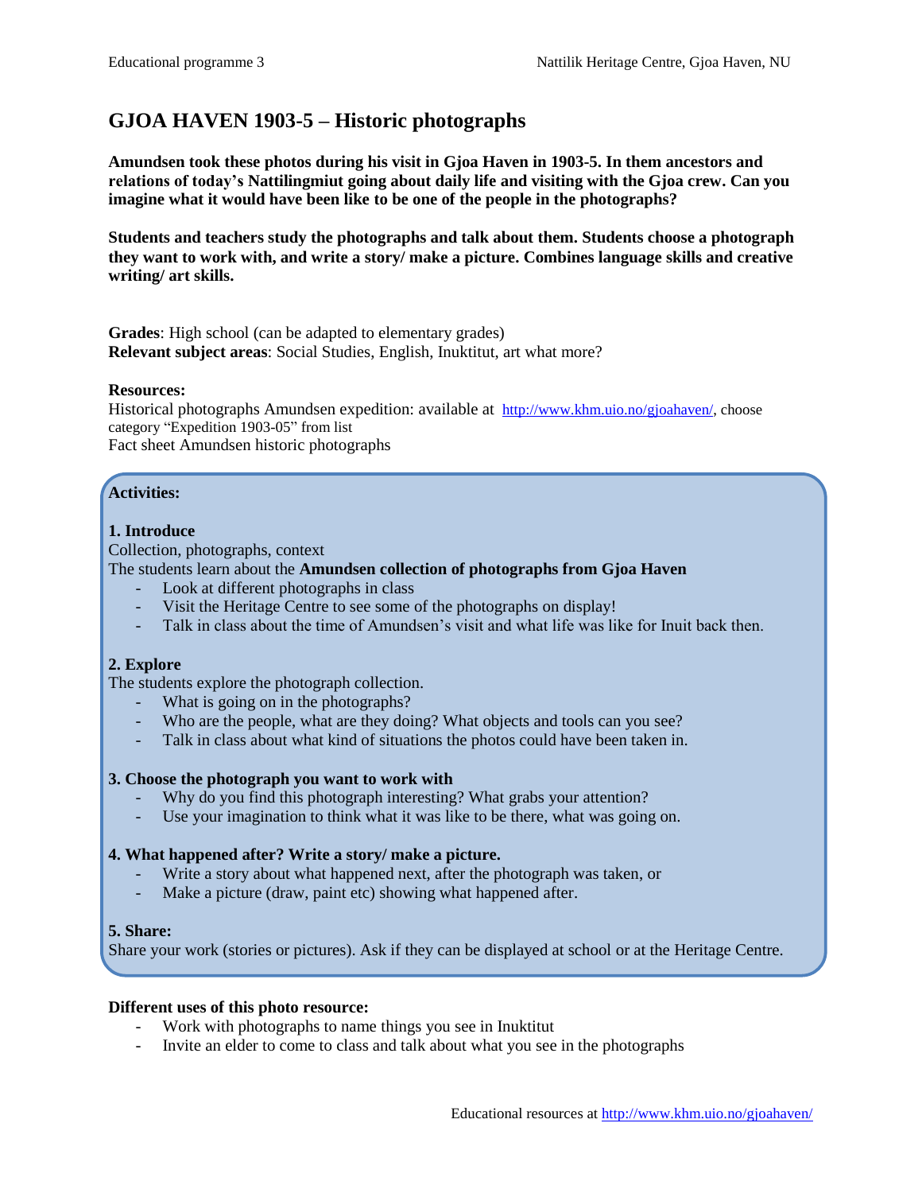# GJOA HAVEN 1903-5 – Historic photographs

**Amundsen took these photos during his visit in Gjoa Haven in 1903-5. In them ancestors and relations of today's Nattilingmiut going about daily life and visiting with the Gjoa crew. Can you imagine what it would have been like to be one of the people in the photographs?**

**Students and teachers study the photographs and talk about them. Students choose a photograph they want to work with, and write a story/ make a picture. Combines language skills and creative writing/ art skills.**

**Grades**: High school (can be adapted to elementary grades)
**Relevant subject areas**: Social Studies, English, Inuktitut, art what more?

**Resources:**
Historical photographs Amundsen expedition: available at http://www.khm.uio.no/gjoahaven/, choose category "Expedition 1903-05" from list
Fact sheet Amundsen historic photographs

**Activities:**

**1. Introduce**
Collection, photographs, context
The students learn about the **Amundsen collection of photographs from Gjoa Haven**
- Look at different photographs in class
- Visit the Heritage Centre to see some of the photographs on display!
- Talk in class about the time of Amundsen's visit and what life was like for Inuit back then.

**2. Explore**
The students explore the photograph collection.
- What is going on in the photographs?
- Who are the people, what are they doing? What objects and tools can you see?
- Talk in class about what kind of situations the photos could have been taken in.

**3. Choose the photograph you want to work with**
- Why do you find this photograph interesting? What grabs your attention?
- Use your imagination to think what it was like to be there, what was going on.

**4. What happened after? Write a story/ make a picture.**
- Write a story about what happened next, after the photograph was taken, or
- Make a picture (draw, paint etc) showing what happened after.

**5. Share:**
Share your work (stories or pictures). Ask if they can be displayed at school or at the Heritage Centre.

**Different uses of this photo resource:**
- Work with photographs to name things you see in Inuktitut
- Invite an elder to come to class and talk about what you see in the photographs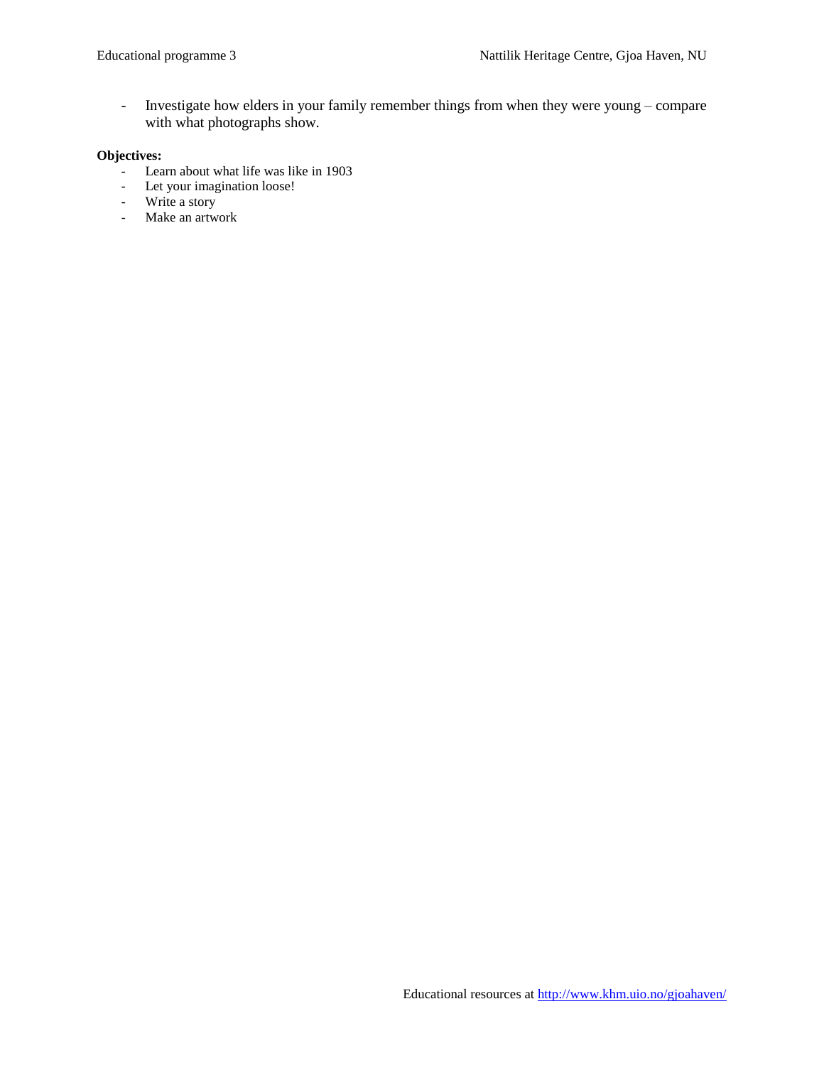- Investigate how elders in your family remember things from when they were young – compare with what photographs show.

**Objectives:**

- Learn about what life was like in 1903
- Let your imagination loose!
- Write a story
- Make an artwork